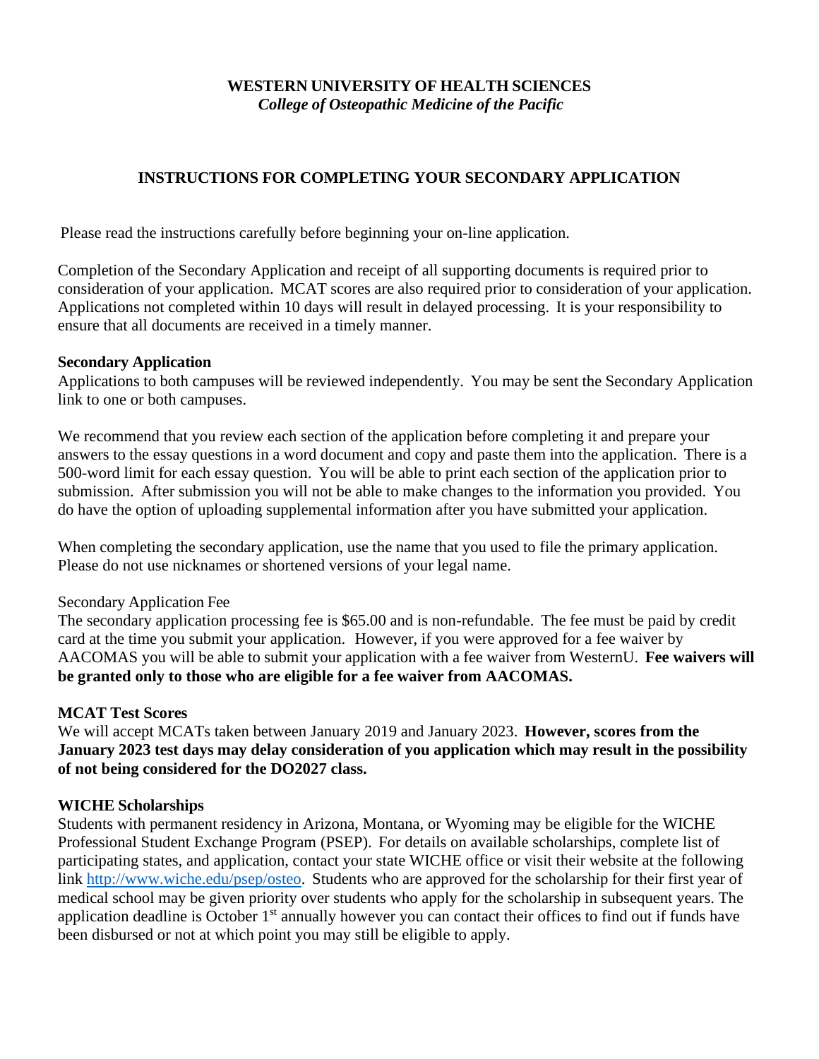# WESTERN UNIVERSITY OF HEALTH SCIENCES

*College of Osteopathic Medicine of the Pacific*

## INSTRUCTIONS FOR COMPLETING YOUR SECONDARY APPLICATION

Please read the instructions carefully before beginning your on-line application.

Completion of the Secondary Application and receipt of all supporting documents is required prior to consideration of your application. MCAT scores are also required prior to consideration of your application. Applications not completed within 10 days will result in delayed processing. It is your responsibility to ensure that all documents are received in a timely manner.

**Secondary Application**

Applications to both campuses will be reviewed independently. You may be sent the Secondary Application link to one or both campuses.

We recommend that you review each section of the application before completing it and prepare your answers to the essay questions in a word document and copy and paste them into the application. There is a 500-word limit for each essay question. You will be able to print each section of the application prior to submission. After submission you will not be able to make changes to the information you provided. You do have the option of uploading supplemental information after you have submitted your application.

When completing the secondary application, use the name that you used to file the primary application. Please do not use nicknames or shortened versions of your legal name.

Secondary Application Fee

The secondary application processing fee is $65.00 and is non-refundable. The fee must be paid by credit card at the time you submit your application. However, if you were approved for a fee waiver by AACOMAS you will be able to submit your application with a fee waiver from WesternU. **Fee waivers will be granted only to those who are eligible for a fee waiver from AACOMAS.**

**MCAT Test Scores**

We will accept MCATs taken between January 2019 and January 2023. **However, scores from the January 2023 test days may delay consideration of you application which may result in the possibility of not being considered for the DO2027 class.**

**WICHE Scholarships**

Students with permanent residency in Arizona, Montana, or Wyoming may be eligible for the WICHE Professional Student Exchange Program (PSEP). For details on available scholarships, complete list of participating states, and application, contact your state WICHE office or visit their website at the following link [http://www.wiche.edu/psep/osteo](http://www.wiche.edu/psep/osteo). Students who are approved for the scholarship for their first year of medical school may be given priority over students who apply for the scholarship in subsequent years. The application deadline is October 1st annually however you can contact their offices to find out if funds have been disbursed or not at which point you may still be eligible to apply.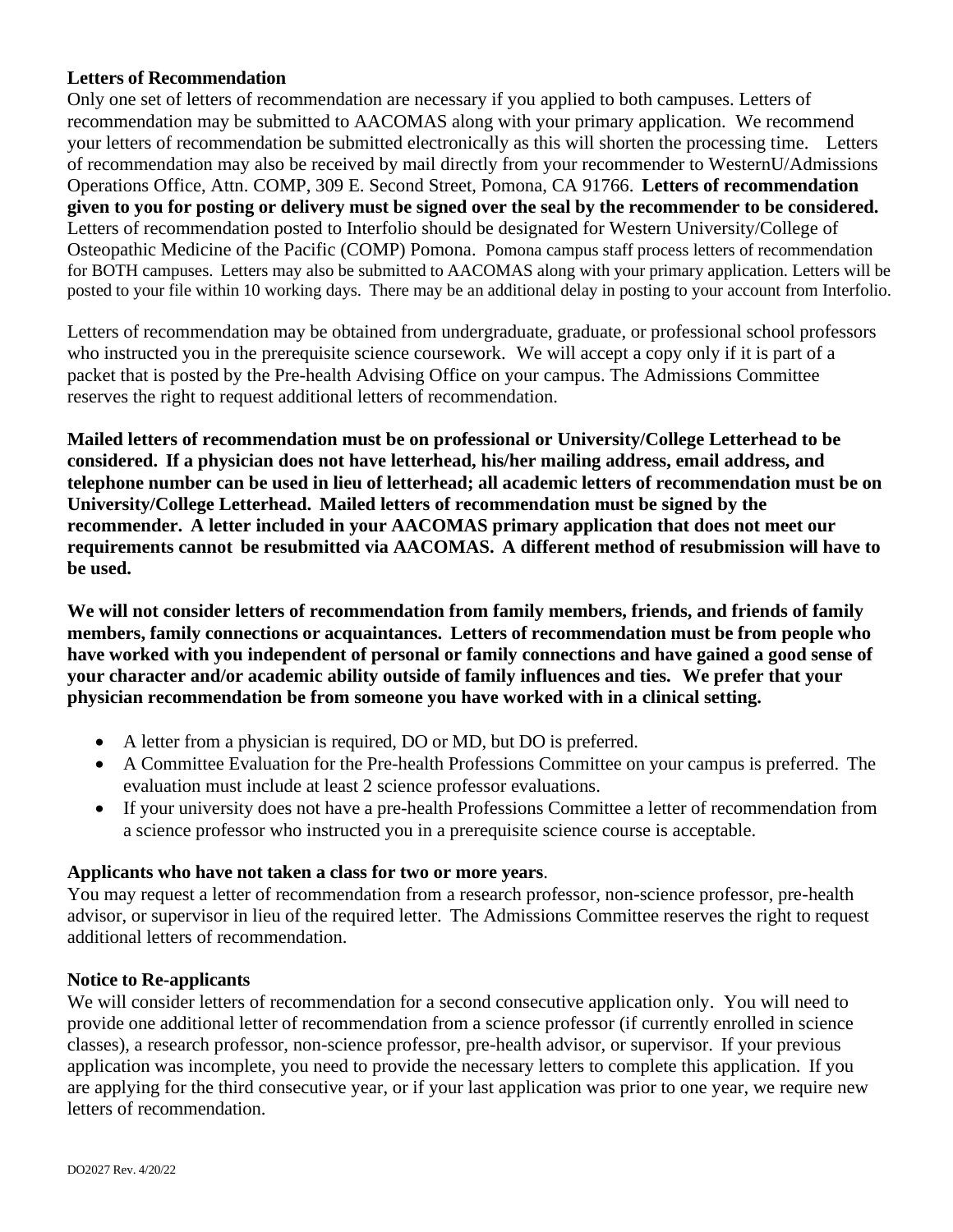**Letters of Recommendation**

Only one set of letters of recommendation are necessary if you applied to both campuses. Letters of recommendation may be submitted to AACOMAS along with your primary application. We recommend your letters of recommendation be submitted electronically as this will shorten the processing time. Letters of recommendation may also be received by mail directly from your recommender to WesternU/Admissions Operations Office, Attn. COMP, 309 E. Second Street, Pomona, CA 91766. **Letters of recommendation given to you for posting or delivery must be signed over the seal by the recommender to be considered.** Letters of recommendation posted to Interfolio should be designated for Western University/College of Osteopathic Medicine of the Pacific (COMP) Pomona. Pomona campus staff process letters of recommendation for BOTH campuses. Letters may also be submitted to AACOMAS along with your primary application. Letters will be posted to your file within 10 working days. There may be an additional delay in posting to your account from Interfolio.

Letters of recommendation may be obtained from undergraduate, graduate, or professional school professors who instructed you in the prerequisite science coursework. We will accept a copy only if it is part of a packet that is posted by the Pre-health Advising Office on your campus. The Admissions Committee reserves the right to request additional letters of recommendation.

**Mailed letters of recommendation must be on professional or University/College Letterhead to be considered. If a physician does not have letterhead, his/her mailing address, email address, and telephone number can be used in lieu of letterhead; all academic letters of recommendation must be on University/College Letterhead. Mailed letters of recommendation must be signed by the recommender. A letter included in your AACOMAS primary application that does not meet our requirements cannot be resubmitted via AACOMAS. A different method of resubmission will have to be used.**

**We will not consider letters of recommendation from family members, friends, and friends of family members, family connections or acquaintances. Letters of recommendation must be from people who have worked with you independent of personal or family connections and have gained a good sense of your character and/or academic ability outside of family influences and ties. We prefer that your physician recommendation be from someone you have worked with in a clinical setting.**

- A letter from a physician is required, DO or MD, but DO is preferred.
- A Committee Evaluation for the Pre-health Professions Committee on your campus is preferred. The evaluation must include at least 2 science professor evaluations.
- If your university does not have a pre-health Professions Committee a letter of recommendation from a science professor who instructed you in a prerequisite science course is acceptable.

**Applicants who have not taken a class for two or more years**.

You may request a letter of recommendation from a research professor, non-science professor, pre-health advisor, or supervisor in lieu of the required letter. The Admissions Committee reserves the right to request additional letters of recommendation.

**Notice to Re-applicants**

We will consider letters of recommendation for a second consecutive application only. You will need to provide one additional letter of recommendation from a science professor (if currently enrolled in science classes), a research professor, non-science professor, pre-health advisor, or supervisor. If your previous application was incomplete, you need to provide the necessary letters to complete this application. If you are applying for the third consecutive year, or if your last application was prior to one year, we require new letters of recommendation.

DO2027 Rev. 4/20/22